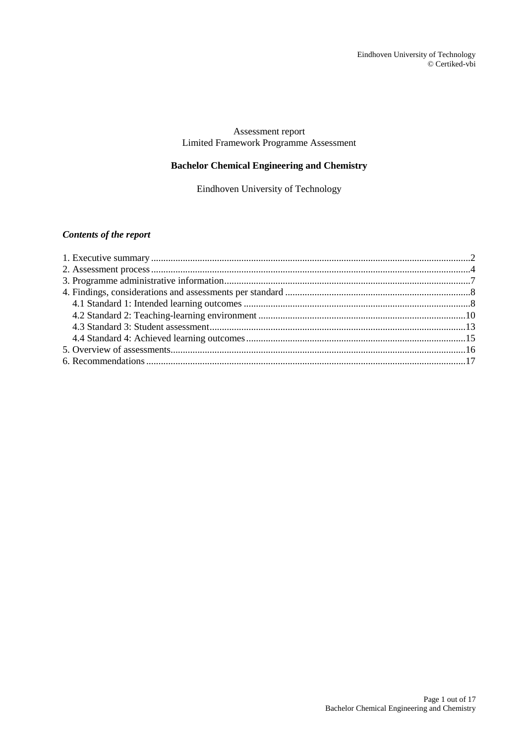Assessment report
Limited Framework Programme Assessment

# Bachelor Chemical Engineering and Chemistry

Eindhoven University of Technology

***Contents of the report***

1. Executive summary ....2
2. Assessment process ....4
3. Programme administrative information ....7
4. Findings, considerations and assessments per standard ....8
   - 4.1 Standard 1: Intended learning outcomes ....8
   - 4.2 Standard 2: Teaching-learning environment ....10
   - 4.3 Standard 3: Student assessment ....13
   - 4.4 Standard 4: Achieved learning outcomes ....15
5. Overview of assessments ....16
6. Recommendations ....17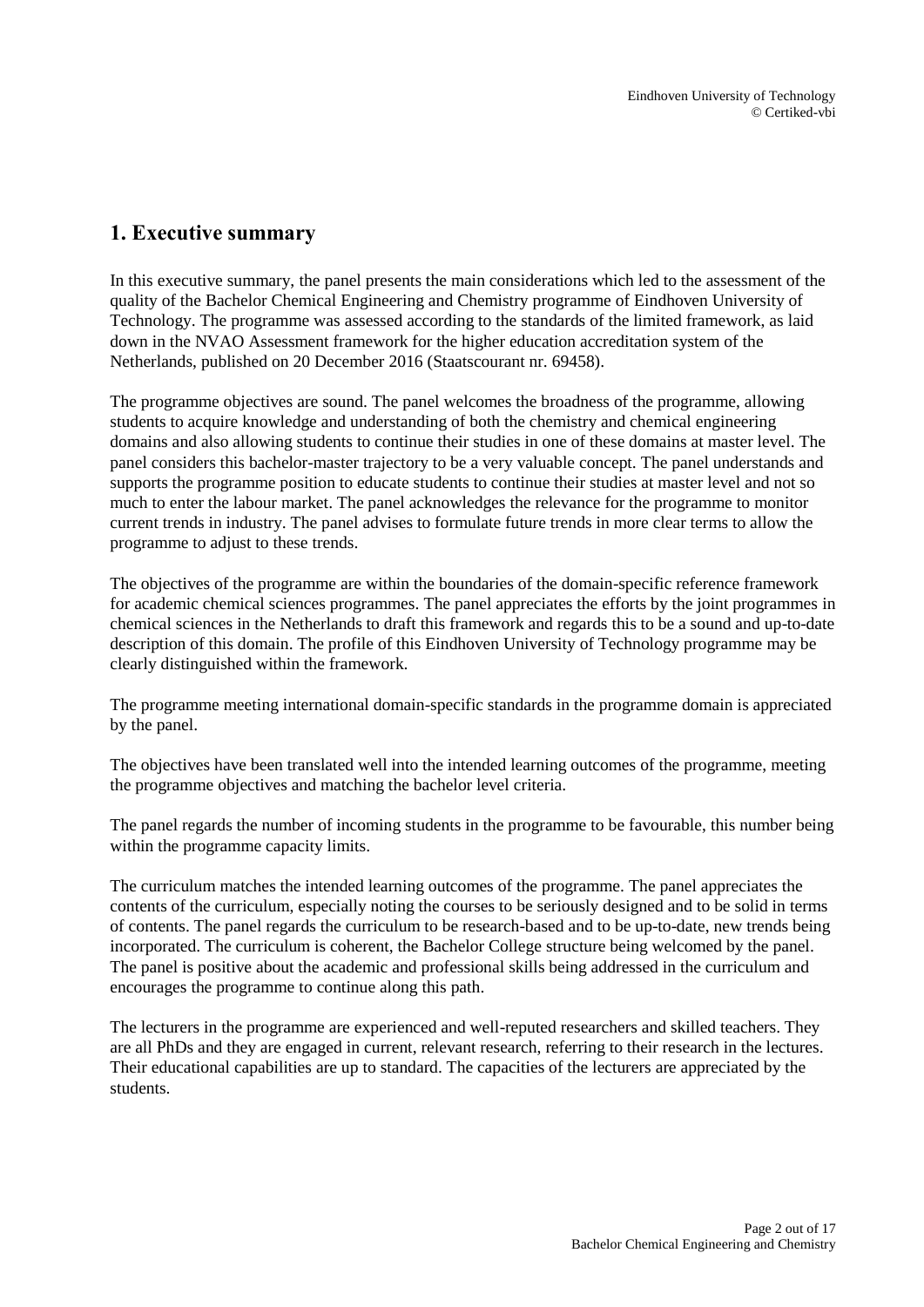# 1. Executive summary

In this executive summary, the panel presents the main considerations which led to the assessment of the quality of the Bachelor Chemical Engineering and Chemistry programme of Eindhoven University of Technology. The programme was assessed according to the standards of the limited framework, as laid down in the NVAO Assessment framework for the higher education accreditation system of the Netherlands, published on 20 December 2016 (Staatscourant nr. 69458).

The programme objectives are sound. The panel welcomes the broadness of the programme, allowing students to acquire knowledge and understanding of both the chemistry and chemical engineering domains and also allowing students to continue their studies in one of these domains at master level. The panel considers this bachelor-master trajectory to be a very valuable concept. The panel understands and supports the programme position to educate students to continue their studies at master level and not so much to enter the labour market. The panel acknowledges the relevance for the programme to monitor current trends in industry. The panel advises to formulate future trends in more clear terms to allow the programme to adjust to these trends.

The objectives of the programme are within the boundaries of the domain-specific reference framework for academic chemical sciences programmes. The panel appreciates the efforts by the joint programmes in chemical sciences in the Netherlands to draft this framework and regards this to be a sound and up-to-date description of this domain. The profile of this Eindhoven University of Technology programme may be clearly distinguished within the framework.

The programme meeting international domain-specific standards in the programme domain is appreciated by the panel.

The objectives have been translated well into the intended learning outcomes of the programme, meeting the programme objectives and matching the bachelor level criteria.

The panel regards the number of incoming students in the programme to be favourable, this number being within the programme capacity limits.

The curriculum matches the intended learning outcomes of the programme. The panel appreciates the contents of the curriculum, especially noting the courses to be seriously designed and to be solid in terms of contents. The panel regards the curriculum to be research-based and to be up-to-date, new trends being incorporated. The curriculum is coherent, the Bachelor College structure being welcomed by the panel. The panel is positive about the academic and professional skills being addressed in the curriculum and encourages the programme to continue along this path.

The lecturers in the programme are experienced and well-reputed researchers and skilled teachers. They are all PhDs and they are engaged in current, relevant research, referring to their research in the lectures. Their educational capabilities are up to standard. The capacities of the lecturers are appreciated by the students.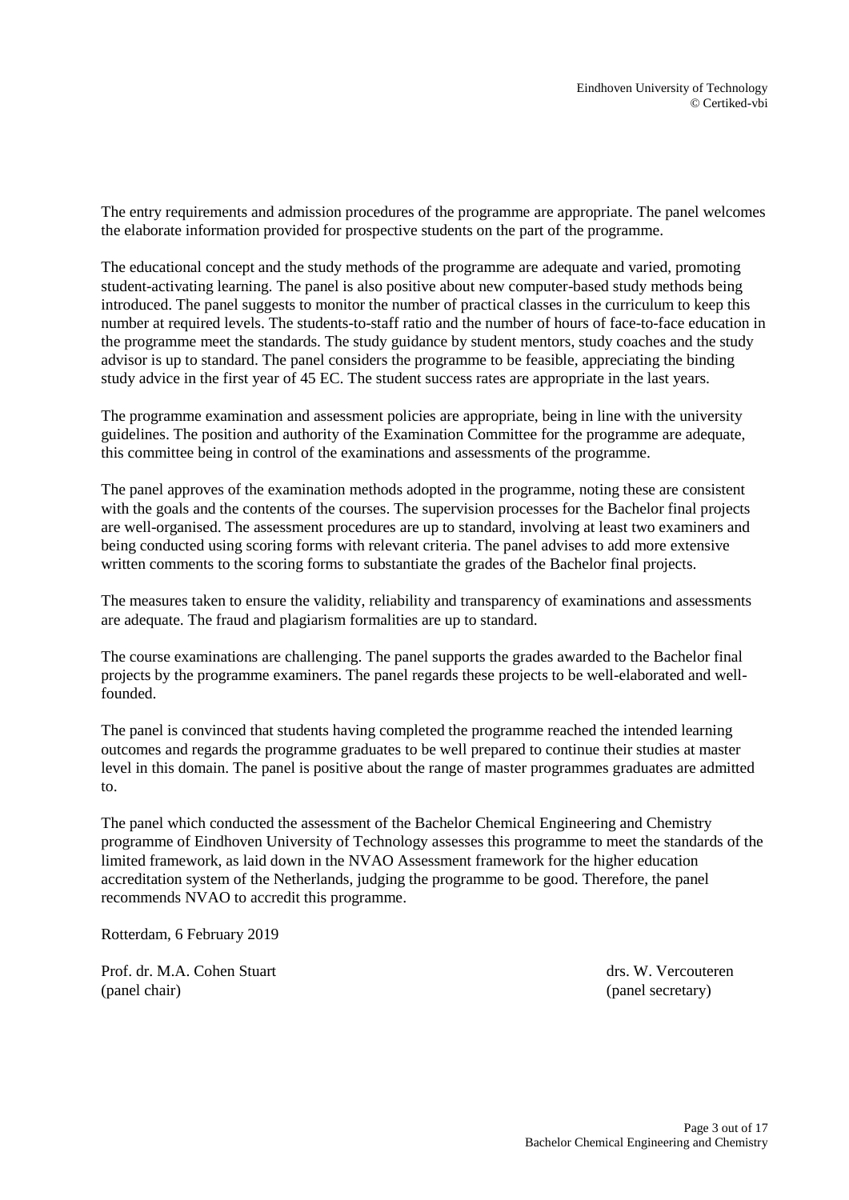The entry requirements and admission procedures of the programme are appropriate. The panel welcomes the elaborate information provided for prospective students on the part of the programme.

The educational concept and the study methods of the programme are adequate and varied, promoting student-activating learning. The panel is also positive about new computer-based study methods being introduced. The panel suggests to monitor the number of practical classes in the curriculum to keep this number at required levels. The students-to-staff ratio and the number of hours of face-to-face education in the programme meet the standards. The study guidance by student mentors, study coaches and the study advisor is up to standard. The panel considers the programme to be feasible, appreciating the binding study advice in the first year of 45 EC. The student success rates are appropriate in the last years.

The programme examination and assessment policies are appropriate, being in line with the university guidelines. The position and authority of the Examination Committee for the programme are adequate, this committee being in control of the examinations and assessments of the programme.

The panel approves of the examination methods adopted in the programme, noting these are consistent with the goals and the contents of the courses. The supervision processes for the Bachelor final projects are well-organised. The assessment procedures are up to standard, involving at least two examiners and being conducted using scoring forms with relevant criteria. The panel advises to add more extensive written comments to the scoring forms to substantiate the grades of the Bachelor final projects.

The measures taken to ensure the validity, reliability and transparency of examinations and assessments are adequate. The fraud and plagiarism formalities are up to standard.

The course examinations are challenging. The panel supports the grades awarded to the Bachelor final projects by the programme examiners. The panel regards these projects to be well-elaborated and well-founded.

The panel is convinced that students having completed the programme reached the intended learning outcomes and regards the programme graduates to be well prepared to continue their studies at master level in this domain. The panel is positive about the range of master programmes graduates are admitted to.

The panel which conducted the assessment of the Bachelor Chemical Engineering and Chemistry programme of Eindhoven University of Technology assesses this programme to meet the standards of the limited framework, as laid down in the NVAO Assessment framework for the higher education accreditation system of the Netherlands, judging the programme to be good. Therefore, the panel recommends NVAO to accredit this programme.

Rotterdam, 6 February 2019

Prof. dr. M.A. Cohen Stuart
(panel chair)

drs. W. Vercouteren
(panel secretary)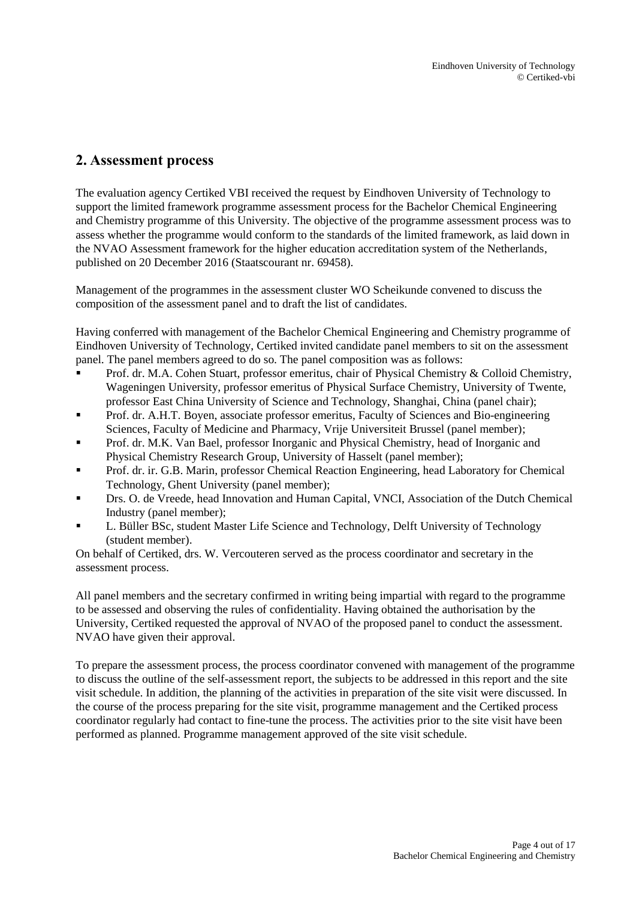## 2. Assessment process

The evaluation agency Certiked VBI received the request by Eindhoven University of Technology to support the limited framework programme assessment process for the Bachelor Chemical Engineering and Chemistry programme of this University. The objective of the programme assessment process was to assess whether the programme would conform to the standards of the limited framework, as laid down in the NVAO Assessment framework for the higher education accreditation system of the Netherlands, published on 20 December 2016 (Staatscourant nr. 69458).

Management of the programmes in the assessment cluster WO Scheikunde convened to discuss the composition of the assessment panel and to draft the list of candidates.

Having conferred with management of the Bachelor Chemical Engineering and Chemistry programme of Eindhoven University of Technology, Certiked invited candidate panel members to sit on the assessment panel. The panel members agreed to do so. The panel composition was as follows:

- Prof. dr. M.A. Cohen Stuart, professor emeritus, chair of Physical Chemistry & Colloid Chemistry, Wageningen University, professor emeritus of Physical Surface Chemistry, University of Twente, professor East China University of Science and Technology, Shanghai, China (panel chair);
- Prof. dr. A.H.T. Boyen, associate professor emeritus, Faculty of Sciences and Bio-engineering Sciences, Faculty of Medicine and Pharmacy, Vrije Universiteit Brussel (panel member);
- Prof. dr. M.K. Van Bael, professor Inorganic and Physical Chemistry, head of Inorganic and Physical Chemistry Research Group, University of Hasselt (panel member);
- Prof. dr. ir. G.B. Marin, professor Chemical Reaction Engineering, head Laboratory for Chemical Technology, Ghent University (panel member);
- Drs. O. de Vreede, head Innovation and Human Capital, VNCI, Association of the Dutch Chemical Industry (panel member);
- L. Büller BSc, student Master Life Science and Technology, Delft University of Technology (student member).

On behalf of Certiked, drs. W. Vercouteren served as the process coordinator and secretary in the assessment process.

All panel members and the secretary confirmed in writing being impartial with regard to the programme to be assessed and observing the rules of confidentiality. Having obtained the authorisation by the University, Certiked requested the approval of NVAO of the proposed panel to conduct the assessment. NVAO have given their approval.

To prepare the assessment process, the process coordinator convened with management of the programme to discuss the outline of the self-assessment report, the subjects to be addressed in this report and the site visit schedule. In addition, the planning of the activities in preparation of the site visit were discussed. In the course of the process preparing for the site visit, programme management and the Certiked process coordinator regularly had contact to fine-tune the process. The activities prior to the site visit have been performed as planned. Programme management approved of the site visit schedule.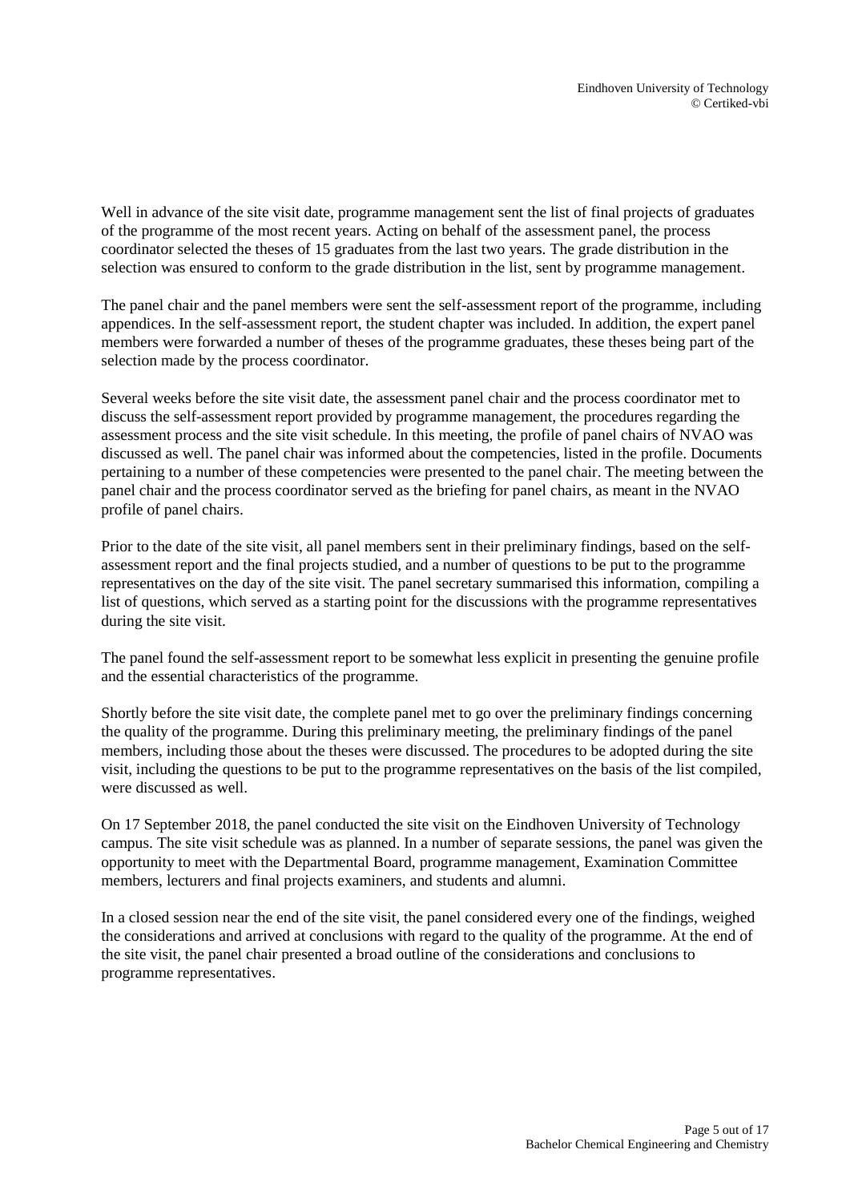Well in advance of the site visit date, programme management sent the list of final projects of graduates of the programme of the most recent years. Acting on behalf of the assessment panel, the process coordinator selected the theses of 15 graduates from the last two years. The grade distribution in the selection was ensured to conform to the grade distribution in the list, sent by programme management.

The panel chair and the panel members were sent the self-assessment report of the programme, including appendices. In the self-assessment report, the student chapter was included. In addition, the expert panel members were forwarded a number of theses of the programme graduates, these theses being part of the selection made by the process coordinator.

Several weeks before the site visit date, the assessment panel chair and the process coordinator met to discuss the self-assessment report provided by programme management, the procedures regarding the assessment process and the site visit schedule. In this meeting, the profile of panel chairs of NVAO was discussed as well. The panel chair was informed about the competencies, listed in the profile. Documents pertaining to a number of these competencies were presented to the panel chair. The meeting between the panel chair and the process coordinator served as the briefing for panel chairs, as meant in the NVAO profile of panel chairs.

Prior to the date of the site visit, all panel members sent in their preliminary findings, based on the self-assessment report and the final projects studied, and a number of questions to be put to the programme representatives on the day of the site visit. The panel secretary summarised this information, compiling a list of questions, which served as a starting point for the discussions with the programme representatives during the site visit.

The panel found the self-assessment report to be somewhat less explicit in presenting the genuine profile and the essential characteristics of the programme.

Shortly before the site visit date, the complete panel met to go over the preliminary findings concerning the quality of the programme. During this preliminary meeting, the preliminary findings of the panel members, including those about the theses were discussed. The procedures to be adopted during the site visit, including the questions to be put to the programme representatives on the basis of the list compiled, were discussed as well.

On 17 September 2018, the panel conducted the site visit on the Eindhoven University of Technology campus. The site visit schedule was as planned. In a number of separate sessions, the panel was given the opportunity to meet with the Departmental Board, programme management, Examination Committee members, lecturers and final projects examiners, and students and alumni.

In a closed session near the end of the site visit, the panel considered every one of the findings, weighed the considerations and arrived at conclusions with regard to the quality of the programme. At the end of the site visit, the panel chair presented a broad outline of the considerations and conclusions to programme representatives.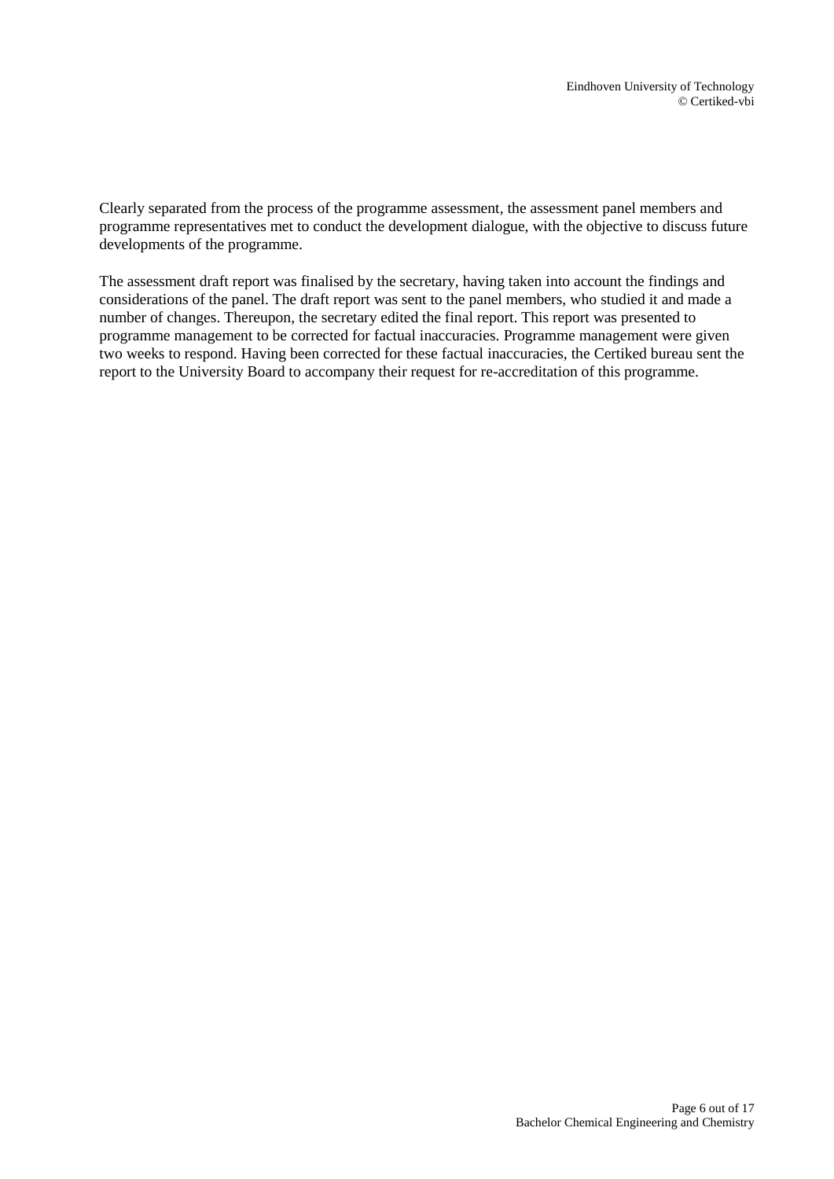Clearly separated from the process of the programme assessment, the assessment panel members and programme representatives met to conduct the development dialogue, with the objective to discuss future developments of the programme.

The assessment draft report was finalised by the secretary, having taken into account the findings and considerations of the panel. The draft report was sent to the panel members, who studied it and made a number of changes. Thereupon, the secretary edited the final report. This report was presented to programme management to be corrected for factual inaccuracies. Programme management were given two weeks to respond. Having been corrected for these factual inaccuracies, the Certiked bureau sent the report to the University Board to accompany their request for re-accreditation of this programme.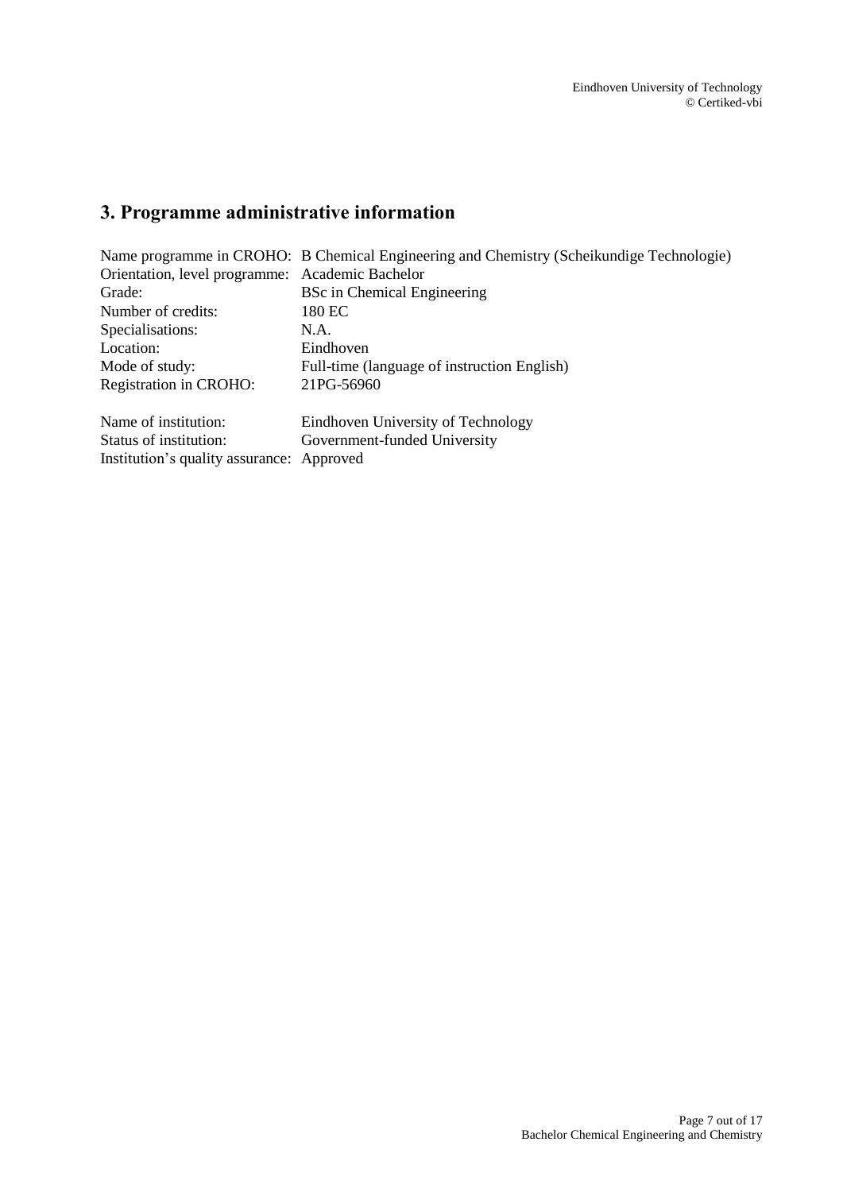## 3. Programme administrative information

| | |
|---|---|
| Name programme in CROHO: | B Chemical Engineering and Chemistry (Scheikundige Technologie) |
| Orientation, level programme: | Academic Bachelor |
| Grade: | BSc in Chemical Engineering |
| Number of credits: | 180 EC |
| Specialisations: | N.A. |
| Location: | Eindhoven |
| Mode of study: | Full-time (language of instruction English) |
| Registration in CROHO: | 21PG-56960 |

| | |
|---|---|
| Name of institution: | Eindhoven University of Technology |
| Status of institution: | Government-funded University |
| Institution's quality assurance: | Approved |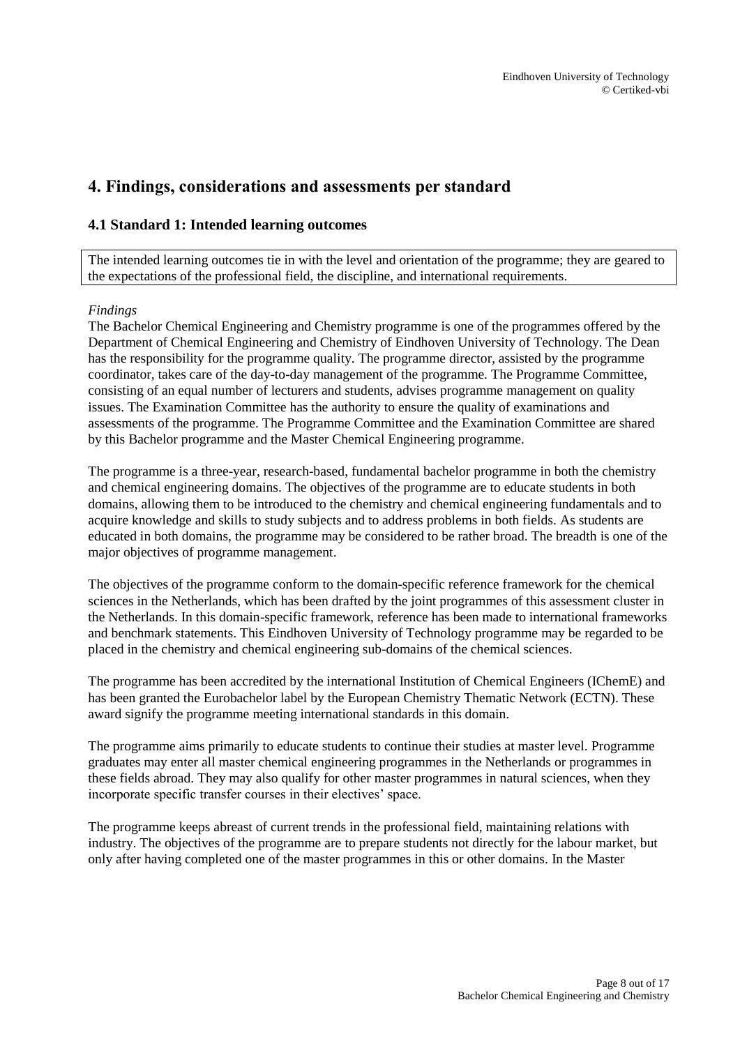# 4. Findings, considerations and assessments per standard

## 4.1 Standard 1: Intended learning outcomes

The intended learning outcomes tie in with the level and orientation of the programme; they are geared to the expectations of the professional field, the discipline, and international requirements.

*Findings*

The Bachelor Chemical Engineering and Chemistry programme is one of the programmes offered by the Department of Chemical Engineering and Chemistry of Eindhoven University of Technology. The Dean has the responsibility for the programme quality. The programme director, assisted by the programme coordinator, takes care of the day-to-day management of the programme. The Programme Committee, consisting of an equal number of lecturers and students, advises programme management on quality issues. The Examination Committee has the authority to ensure the quality of examinations and assessments of the programme. The Programme Committee and the Examination Committee are shared by this Bachelor programme and the Master Chemical Engineering programme.

The programme is a three-year, research-based, fundamental bachelor programme in both the chemistry and chemical engineering domains. The objectives of the programme are to educate students in both domains, allowing them to be introduced to the chemistry and chemical engineering fundamentals and to acquire knowledge and skills to study subjects and to address problems in both fields. As students are educated in both domains, the programme may be considered to be rather broad. The breadth is one of the major objectives of programme management.

The objectives of the programme conform to the domain-specific reference framework for the chemical sciences in the Netherlands, which has been drafted by the joint programmes of this assessment cluster in the Netherlands. In this domain-specific framework, reference has been made to international frameworks and benchmark statements. This Eindhoven University of Technology programme may be regarded to be placed in the chemistry and chemical engineering sub-domains of the chemical sciences.

The programme has been accredited by the international Institution of Chemical Engineers (IChemE) and has been granted the Eurobachelor label by the European Chemistry Thematic Network (ECTN). These award signify the programme meeting international standards in this domain.

The programme aims primarily to educate students to continue their studies at master level. Programme graduates may enter all master chemical engineering programmes in the Netherlands or programmes in these fields abroad. They may also qualify for other master programmes in natural sciences, when they incorporate specific transfer courses in their electives' space.

The programme keeps abreast of current trends in the professional field, maintaining relations with industry. The objectives of the programme are to prepare students not directly for the labour market, but only after having completed one of the master programmes in this or other domains. In the Master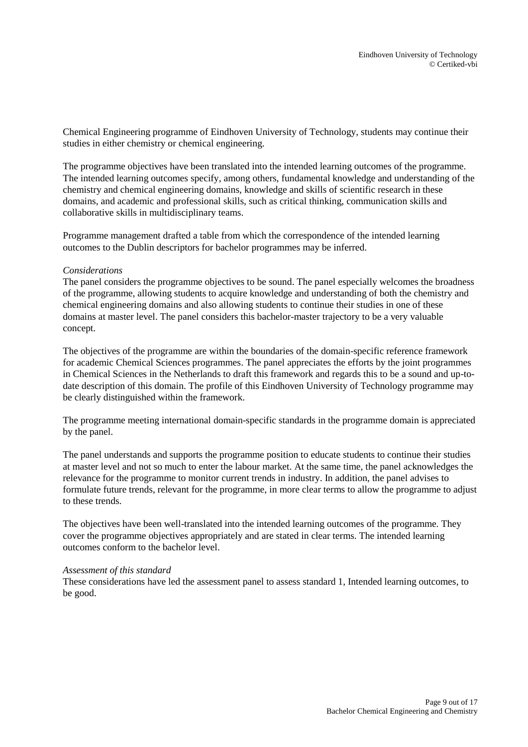Chemical Engineering programme of Eindhoven University of Technology, students may continue their studies in either chemistry or chemical engineering.

The programme objectives have been translated into the intended learning outcomes of the programme. The intended learning outcomes specify, among others, fundamental knowledge and understanding of the chemistry and chemical engineering domains, knowledge and skills of scientific research in these domains, and academic and professional skills, such as critical thinking, communication skills and collaborative skills in multidisciplinary teams.

Programme management drafted a table from which the correspondence of the intended learning outcomes to the Dublin descriptors for bachelor programmes may be inferred.

*Considerations*

The panel considers the programme objectives to be sound. The panel especially welcomes the broadness of the programme, allowing students to acquire knowledge and understanding of both the chemistry and chemical engineering domains and also allowing students to continue their studies in one of these domains at master level. The panel considers this bachelor-master trajectory to be a very valuable concept.

The objectives of the programme are within the boundaries of the domain-specific reference framework for academic Chemical Sciences programmes. The panel appreciates the efforts by the joint programmes in Chemical Sciences in the Netherlands to draft this framework and regards this to be a sound and up-to-date description of this domain. The profile of this Eindhoven University of Technology programme may be clearly distinguished within the framework.

The programme meeting international domain-specific standards in the programme domain is appreciated by the panel.

The panel understands and supports the programme position to educate students to continue their studies at master level and not so much to enter the labour market. At the same time, the panel acknowledges the relevance for the programme to monitor current trends in industry. In addition, the panel advises to formulate future trends, relevant for the programme, in more clear terms to allow the programme to adjust to these trends.

The objectives have been well-translated into the intended learning outcomes of the programme. They cover the programme objectives appropriately and are stated in clear terms. The intended learning outcomes conform to the bachelor level.

*Assessment of this standard*

These considerations have led the assessment panel to assess standard 1, Intended learning outcomes, to be good.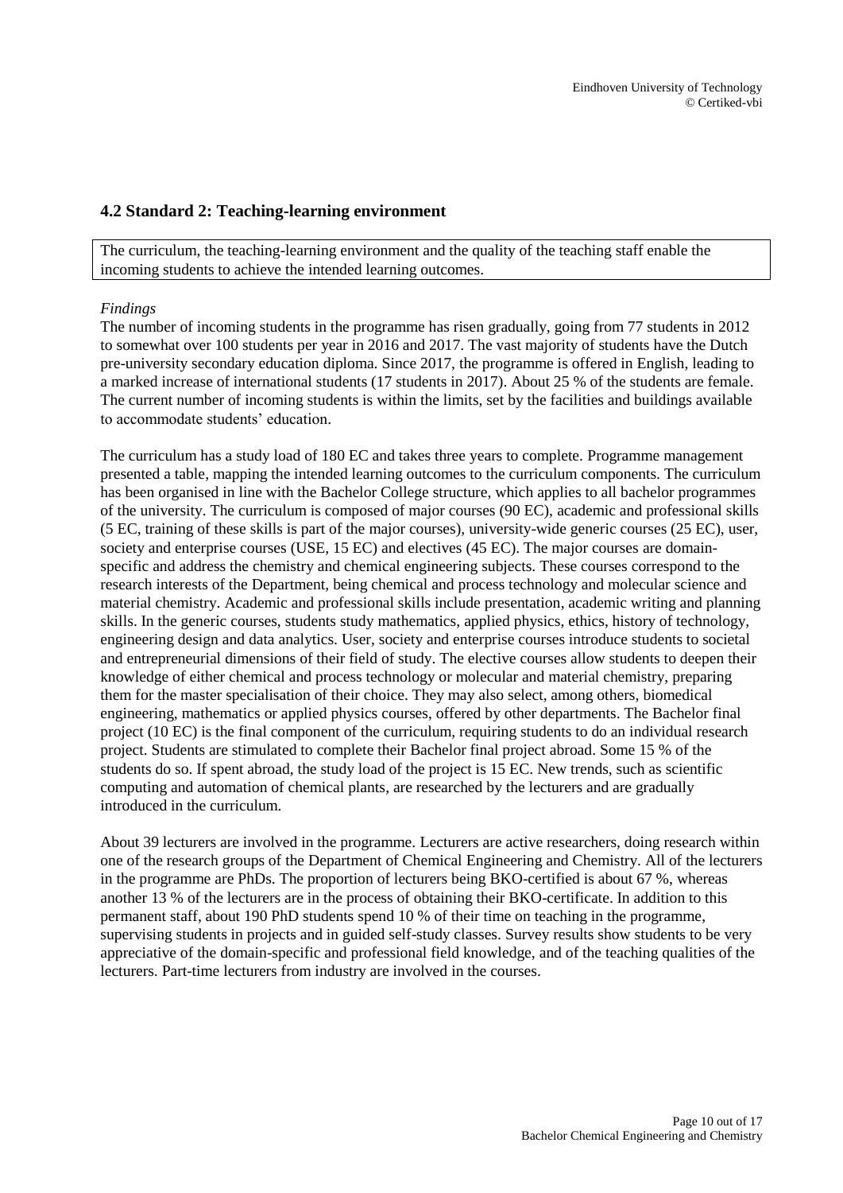## 4.2 Standard 2: Teaching-learning environment

The curriculum, the teaching-learning environment and the quality of the teaching staff enable the incoming students to achieve the intended learning outcomes.

*Findings*

The number of incoming students in the programme has risen gradually, going from 77 students in 2012 to somewhat over 100 students per year in 2016 and 2017. The vast majority of students have the Dutch pre-university secondary education diploma. Since 2017, the programme is offered in English, leading to a marked increase of international students (17 students in 2017). About 25 % of the students are female. The current number of incoming students is within the limits, set by the facilities and buildings available to accommodate students' education.

The curriculum has a study load of 180 EC and takes three years to complete. Programme management presented a table, mapping the intended learning outcomes to the curriculum components. The curriculum has been organised in line with the Bachelor College structure, which applies to all bachelor programmes of the university. The curriculum is composed of major courses (90 EC), academic and professional skills (5 EC, training of these skills is part of the major courses), university-wide generic courses (25 EC), user, society and enterprise courses (USE, 15 EC) and electives (45 EC). The major courses are domain-specific and address the chemistry and chemical engineering subjects. These courses correspond to the research interests of the Department, being chemical and process technology and molecular science and material chemistry. Academic and professional skills include presentation, academic writing and planning skills. In the generic courses, students study mathematics, applied physics, ethics, history of technology, engineering design and data analytics. User, society and enterprise courses introduce students to societal and entrepreneurial dimensions of their field of study. The elective courses allow students to deepen their knowledge of either chemical and process technology or molecular and material chemistry, preparing them for the master specialisation of their choice. They may also select, among others, biomedical engineering, mathematics or applied physics courses, offered by other departments. The Bachelor final project (10 EC) is the final component of the curriculum, requiring students to do an individual research project. Students are stimulated to complete their Bachelor final project abroad. Some 15 % of the students do so. If spent abroad, the study load of the project is 15 EC. New trends, such as scientific computing and automation of chemical plants, are researched by the lecturers and are gradually introduced in the curriculum.

About 39 lecturers are involved in the programme. Lecturers are active researchers, doing research within one of the research groups of the Department of Chemical Engineering and Chemistry. All of the lecturers in the programme are PhDs. The proportion of lecturers being BKO-certified is about 67 %, whereas another 13 % of the lecturers are in the process of obtaining their BKO-certificate. In addition to this permanent staff, about 190 PhD students spend 10 % of their time on teaching in the programme, supervising students in projects and in guided self-study classes. Survey results show students to be very appreciative of the domain-specific and professional field knowledge, and of the teaching qualities of the lecturers. Part-time lecturers from industry are involved in the courses.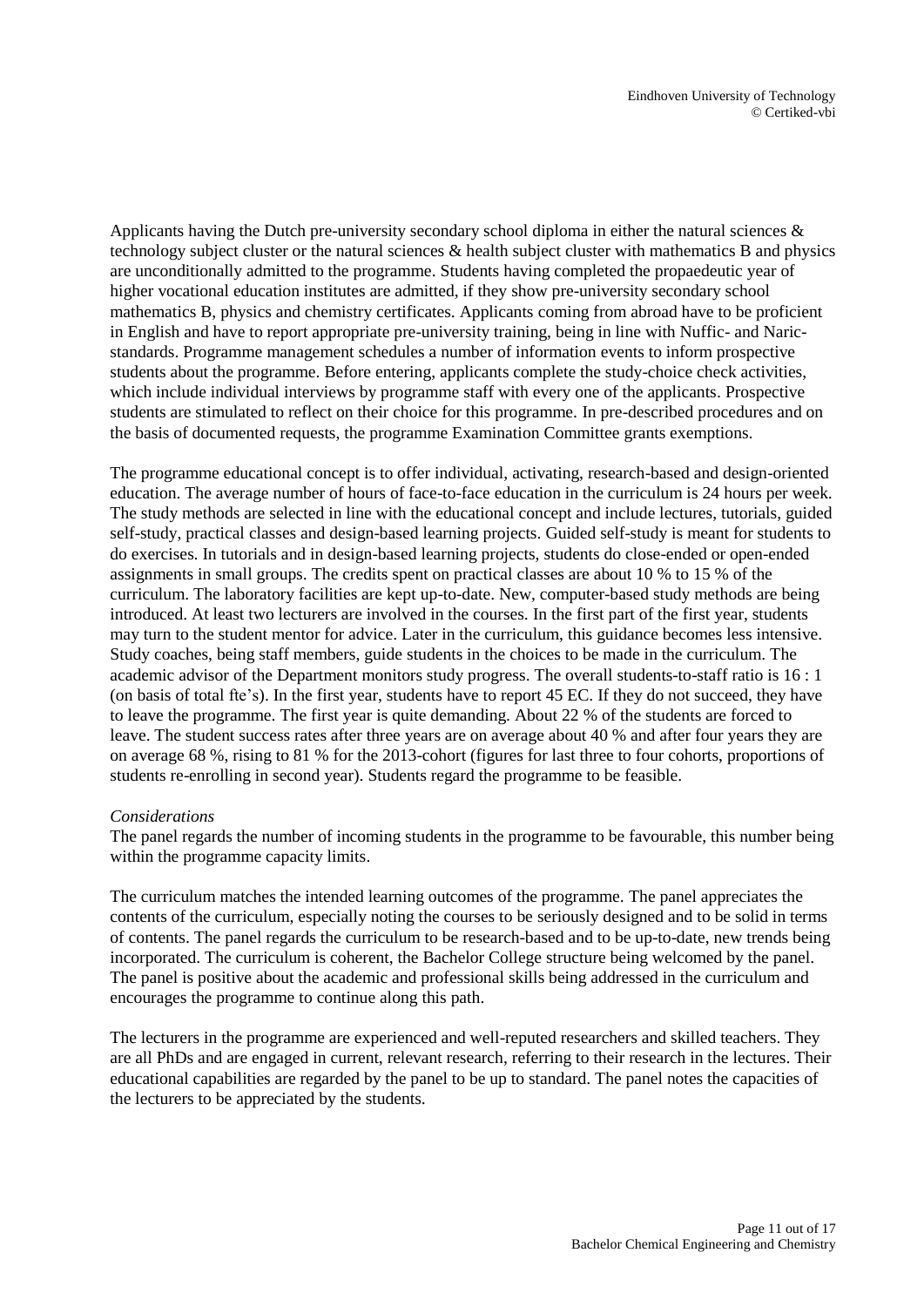Applicants having the Dutch pre-university secondary school diploma in either the natural sciences & technology subject cluster or the natural sciences & health subject cluster with mathematics B and physics are unconditionally admitted to the programme. Students having completed the propaedeutic year of higher vocational education institutes are admitted, if they show pre-university secondary school mathematics B, physics and chemistry certificates. Applicants coming from abroad have to be proficient in English and have to report appropriate pre-university training, being in line with Nuffic- and Naric-standards. Programme management schedules a number of information events to inform prospective students about the programme. Before entering, applicants complete the study-choice check activities, which include individual interviews by programme staff with every one of the applicants. Prospective students are stimulated to reflect on their choice for this programme. In pre-described procedures and on the basis of documented requests, the programme Examination Committee grants exemptions.

The programme educational concept is to offer individual, activating, research-based and design-oriented education. The average number of hours of face-to-face education in the curriculum is 24 hours per week. The study methods are selected in line with the educational concept and include lectures, tutorials, guided self-study, practical classes and design-based learning projects. Guided self-study is meant for students to do exercises. In tutorials and in design-based learning projects, students do close-ended or open-ended assignments in small groups. The credits spent on practical classes are about 10 % to 15 % of the curriculum. The laboratory facilities are kept up-to-date. New, computer-based study methods are being introduced. At least two lecturers are involved in the courses. In the first part of the first year, students may turn to the student mentor for advice. Later in the curriculum, this guidance becomes less intensive. Study coaches, being staff members, guide students in the choices to be made in the curriculum. The academic advisor of the Department monitors study progress. The overall students-to-staff ratio is 16 : 1 (on basis of total fte's). In the first year, students have to report 45 EC. If they do not succeed, they have to leave the programme. The first year is quite demanding. About 22 % of the students are forced to leave. The student success rates after three years are on average about 40 % and after four years they are on average 68 %, rising to 81 % for the 2013-cohort (figures for last three to four cohorts, proportions of students re-enrolling in second year). Students regard the programme to be feasible.

*Considerations*

The panel regards the number of incoming students in the programme to be favourable, this number being within the programme capacity limits.

The curriculum matches the intended learning outcomes of the programme. The panel appreciates the contents of the curriculum, especially noting the courses to be seriously designed and to be solid in terms of contents. The panel regards the curriculum to be research-based and to be up-to-date, new trends being incorporated. The curriculum is coherent, the Bachelor College structure being welcomed by the panel. The panel is positive about the academic and professional skills being addressed in the curriculum and encourages the programme to continue along this path.

The lecturers in the programme are experienced and well-reputed researchers and skilled teachers. They are all PhDs and are engaged in current, relevant research, referring to their research in the lectures. Their educational capabilities are regarded by the panel to be up to standard. The panel notes the capacities of the lecturers to be appreciated by the students.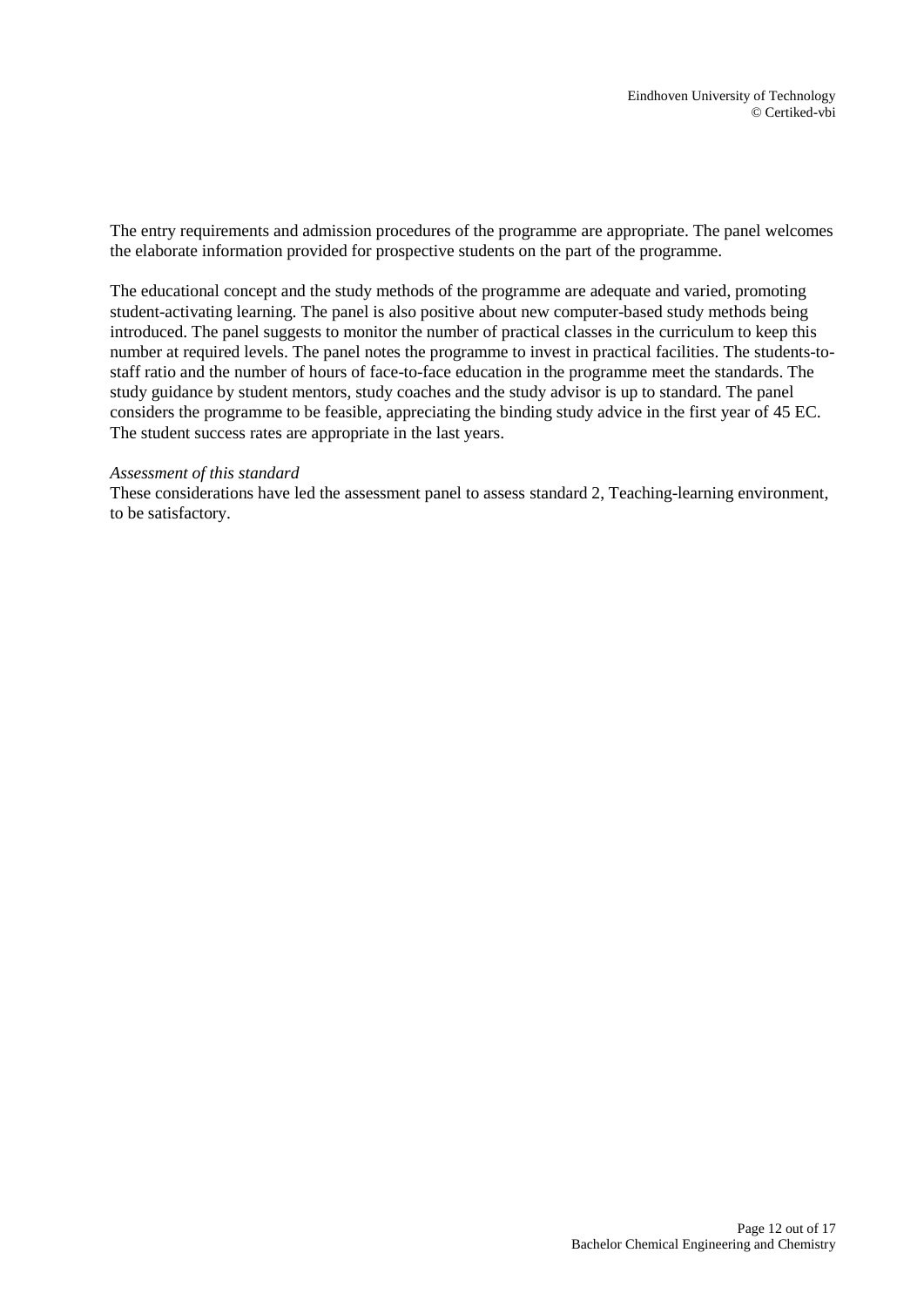The entry requirements and admission procedures of the programme are appropriate. The panel welcomes the elaborate information provided for prospective students on the part of the programme.

The educational concept and the study methods of the programme are adequate and varied, promoting student-activating learning. The panel is also positive about new computer-based study methods being introduced. The panel suggests to monitor the number of practical classes in the curriculum to keep this number at required levels. The panel notes the programme to invest in practical facilities. The students-to-staff ratio and the number of hours of face-to-face education in the programme meet the standards. The study guidance by student mentors, study coaches and the study advisor is up to standard. The panel considers the programme to be feasible, appreciating the binding study advice in the first year of 45 EC. The student success rates are appropriate in the last years.

*Assessment of this standard*

These considerations have led the assessment panel to assess standard 2, Teaching-learning environment, to be satisfactory.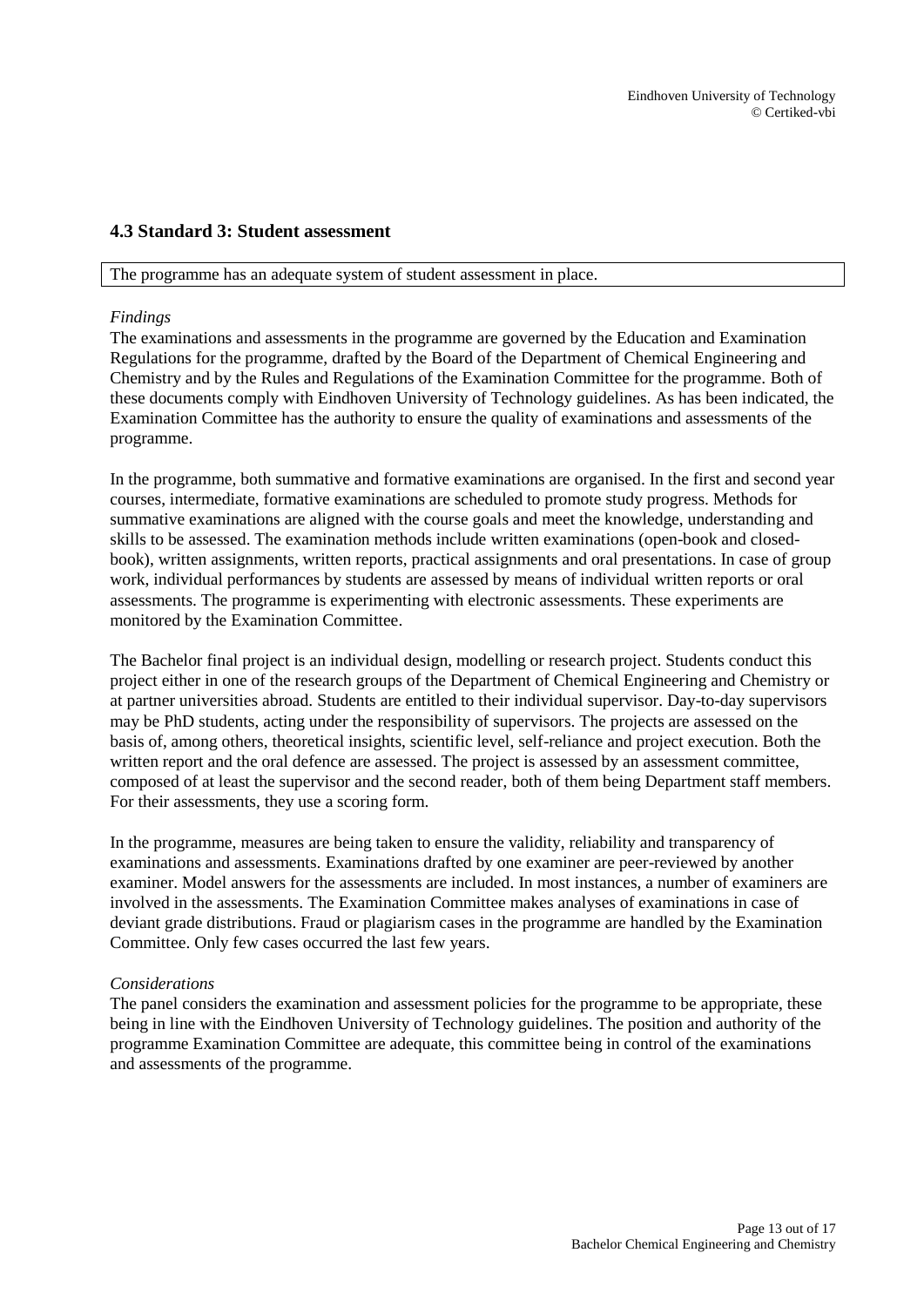### 4.3 Standard 3: Student assessment

The programme has an adequate system of student assessment in place.

*Findings*

The examinations and assessments in the programme are governed by the Education and Examination Regulations for the programme, drafted by the Board of the Department of Chemical Engineering and Chemistry and by the Rules and Regulations of the Examination Committee for the programme. Both of these documents comply with Eindhoven University of Technology guidelines. As has been indicated, the Examination Committee has the authority to ensure the quality of examinations and assessments of the programme.

In the programme, both summative and formative examinations are organised. In the first and second year courses, intermediate, formative examinations are scheduled to promote study progress. Methods for summative examinations are aligned with the course goals and meet the knowledge, understanding and skills to be assessed. The examination methods include written examinations (open-book and closed-book), written assignments, written reports, practical assignments and oral presentations. In case of group work, individual performances by students are assessed by means of individual written reports or oral assessments. The programme is experimenting with electronic assessments. These experiments are monitored by the Examination Committee.

The Bachelor final project is an individual design, modelling or research project. Students conduct this project either in one of the research groups of the Department of Chemical Engineering and Chemistry or at partner universities abroad. Students are entitled to their individual supervisor. Day-to-day supervisors may be PhD students, acting under the responsibility of supervisors. The projects are assessed on the basis of, among others, theoretical insights, scientific level, self-reliance and project execution. Both the written report and the oral defence are assessed. The project is assessed by an assessment committee, composed of at least the supervisor and the second reader, both of them being Department staff members. For their assessments, they use a scoring form.

In the programme, measures are being taken to ensure the validity, reliability and transparency of examinations and assessments. Examinations drafted by one examiner are peer-reviewed by another examiner. Model answers for the assessments are included. In most instances, a number of examiners are involved in the assessments. The Examination Committee makes analyses of examinations in case of deviant grade distributions. Fraud or plagiarism cases in the programme are handled by the Examination Committee. Only few cases occurred the last few years.

*Considerations*

The panel considers the examination and assessment policies for the programme to be appropriate, these being in line with the Eindhoven University of Technology guidelines. The position and authority of the programme Examination Committee are adequate, this committee being in control of the examinations and assessments of the programme.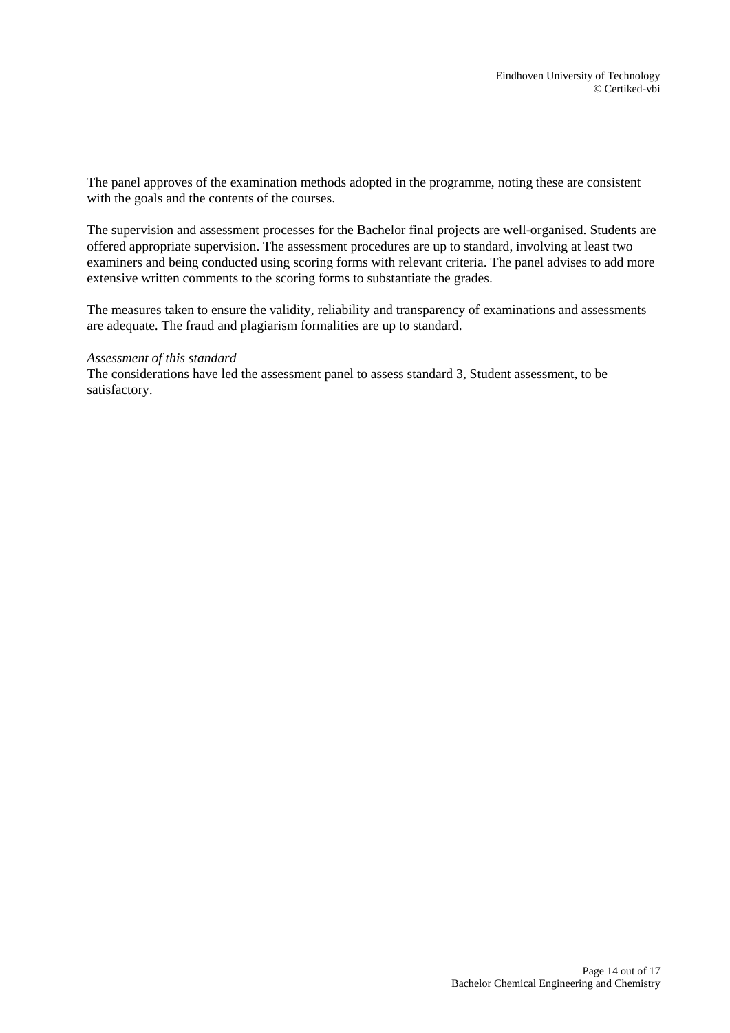The panel approves of the examination methods adopted in the programme, noting these are consistent with the goals and the contents of the courses.

The supervision and assessment processes for the Bachelor final projects are well-organised. Students are offered appropriate supervision. The assessment procedures are up to standard, involving at least two examiners and being conducted using scoring forms with relevant criteria. The panel advises to add more extensive written comments to the scoring forms to substantiate the grades.

The measures taken to ensure the validity, reliability and transparency of examinations and assessments are adequate. The fraud and plagiarism formalities are up to standard.

*Assessment of this standard*

The considerations have led the assessment panel to assess standard 3, Student assessment, to be satisfactory.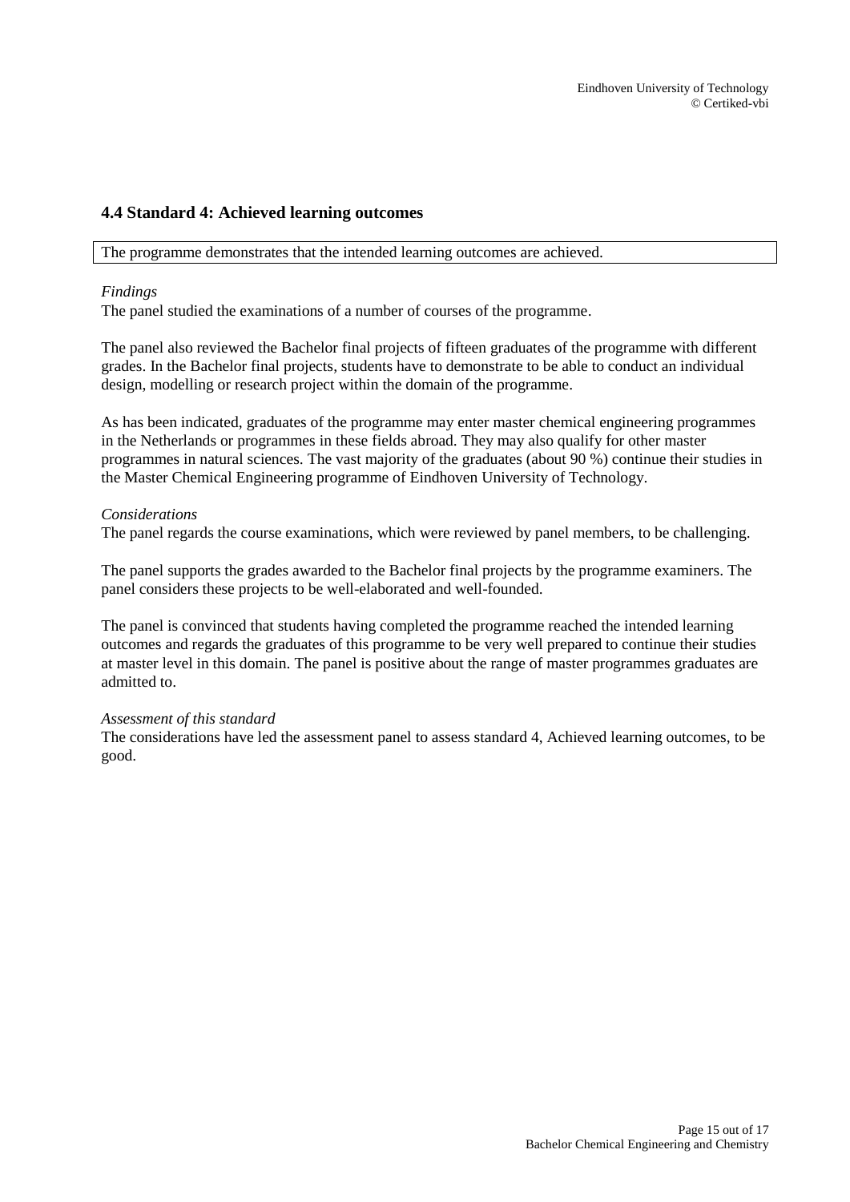## 4.4 Standard 4: Achieved learning outcomes

The programme demonstrates that the intended learning outcomes are achieved.

*Findings*
The panel studied the examinations of a number of courses of the programme.

The panel also reviewed the Bachelor final projects of fifteen graduates of the programme with different grades. In the Bachelor final projects, students have to demonstrate to be able to conduct an individual design, modelling or research project within the domain of the programme.

As has been indicated, graduates of the programme may enter master chemical engineering programmes in the Netherlands or programmes in these fields abroad. They may also qualify for other master programmes in natural sciences. The vast majority of the graduates (about 90 %) continue their studies in the Master Chemical Engineering programme of Eindhoven University of Technology.

*Considerations*
The panel regards the course examinations, which were reviewed by panel members, to be challenging.

The panel supports the grades awarded to the Bachelor final projects by the programme examiners. The panel considers these projects to be well-elaborated and well-founded.

The panel is convinced that students having completed the programme reached the intended learning outcomes and regards the graduates of this programme to be very well prepared to continue their studies at master level in this domain. The panel is positive about the range of master programmes graduates are admitted to.

*Assessment of this standard*
The considerations have led the assessment panel to assess standard 4, Achieved learning outcomes, to be good.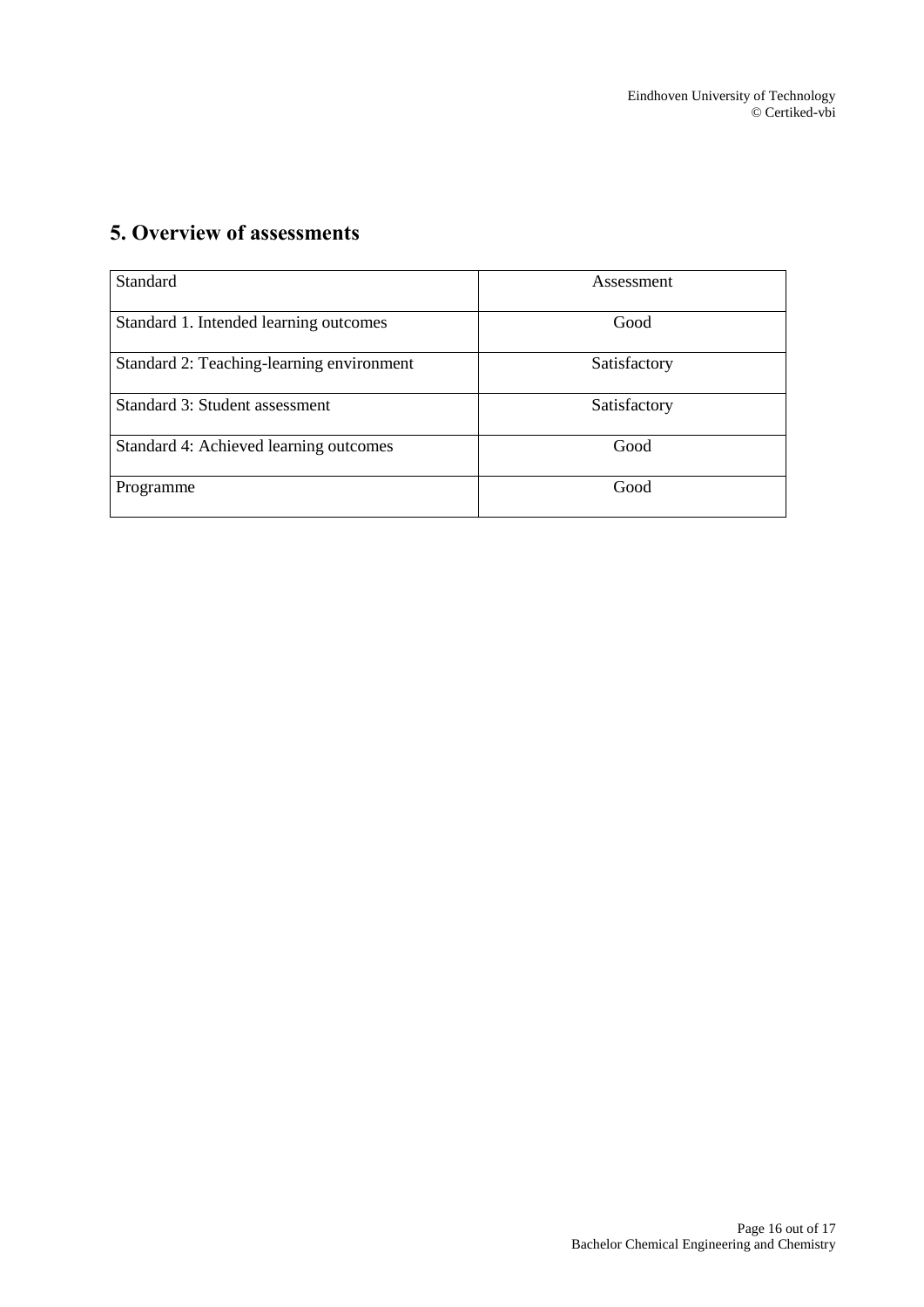## 5. Overview of assessments

| Standard | Assessment |
|---|---|
| Standard 1. Intended learning outcomes | Good |
| Standard 2: Teaching-learning environment | Satisfactory |
| Standard 3: Student assessment | Satisfactory |
| Standard 4: Achieved learning outcomes | Good |
| Programme | Good |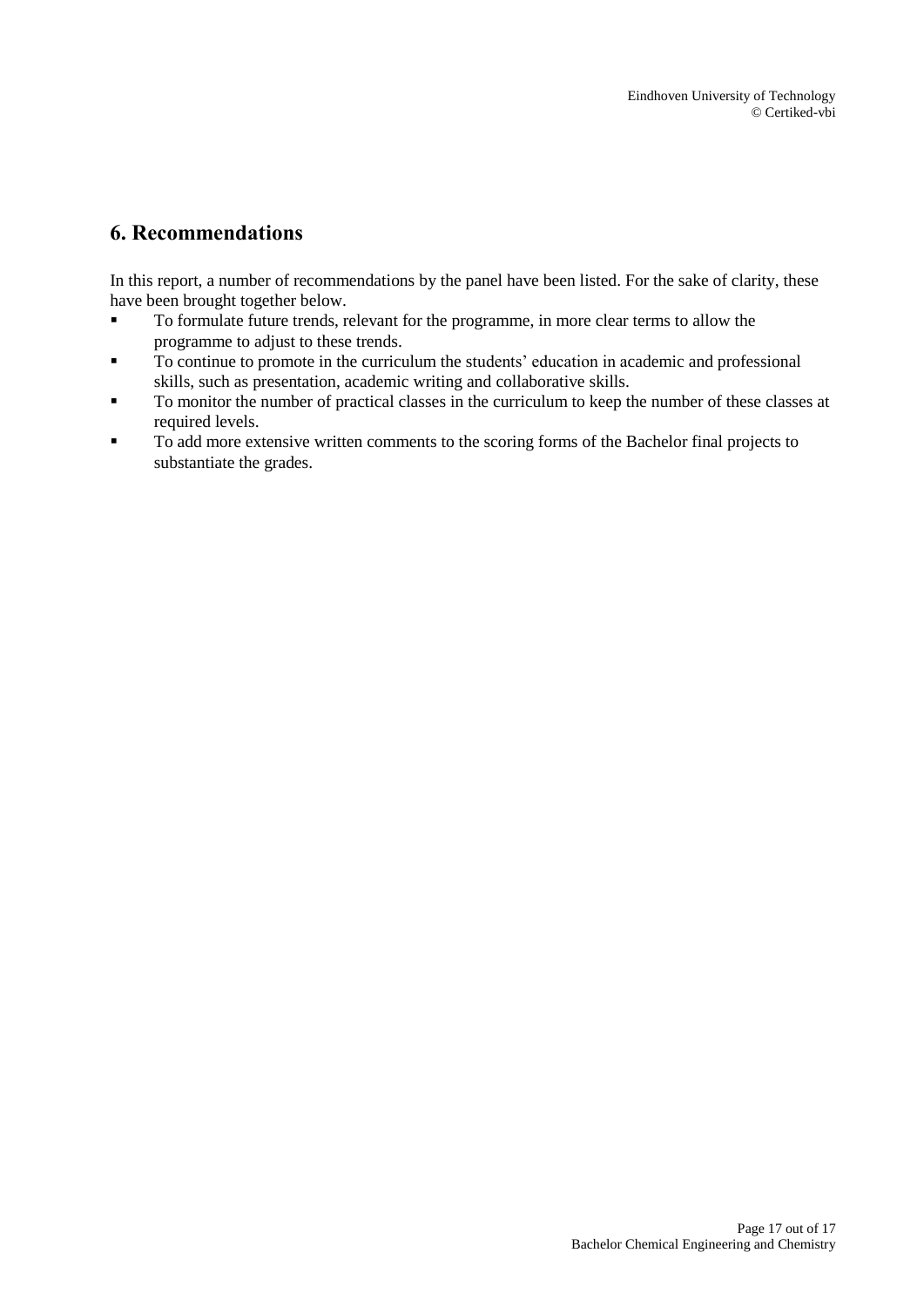## 6. Recommendations

In this report, a number of recommendations by the panel have been listed. For the sake of clarity, these have been brought together below.

- To formulate future trends, relevant for the programme, in more clear terms to allow the programme to adjust to these trends.
- To continue to promote in the curriculum the students' education in academic and professional skills, such as presentation, academic writing and collaborative skills.
- To monitor the number of practical classes in the curriculum to keep the number of these classes at required levels.
- To add more extensive written comments to the scoring forms of the Bachelor final projects to substantiate the grades.